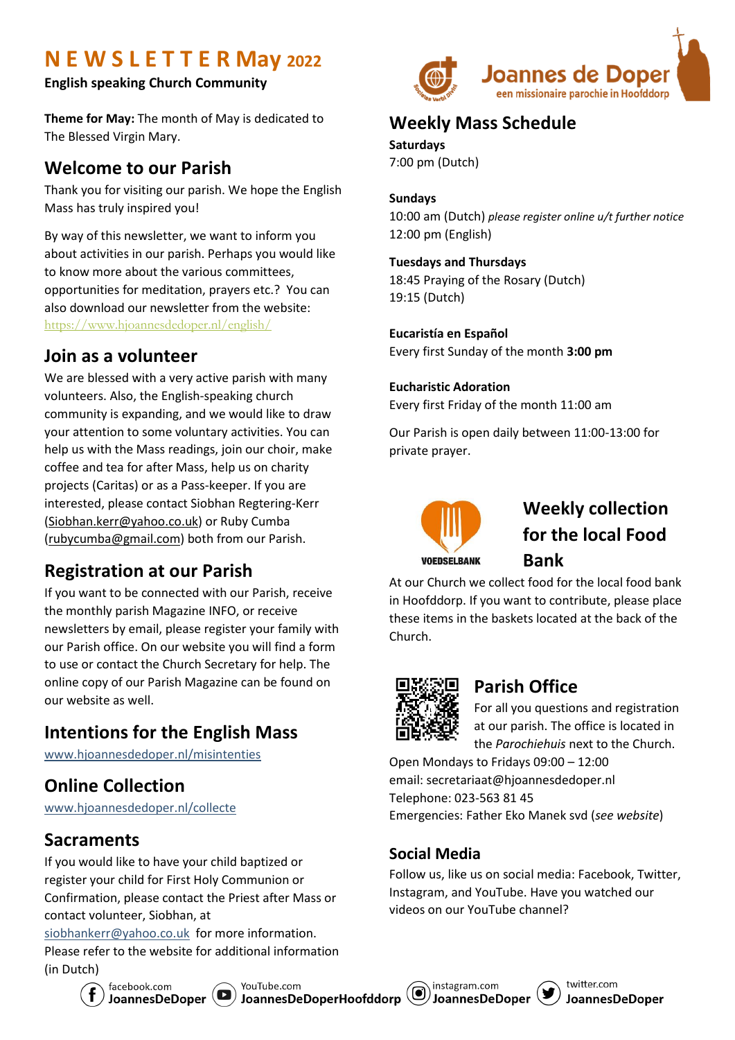# N E W S L E T T E R May 2022

**English speaking Church Community**

**Theme for May:** The month of May is dedicated to The Blessed Virgin Mary.

## Welcome to our Parish

Thank you for visiting our parish. We hope the English Mass has truly inspired you!

By way of this newsletter, we want to inform you about activities in our parish. Perhaps you would like to know more about the various committees, opportunities for meditation, prayers etc.? You can also download our newsletter from the website: https://www.hjoannesdedoper.nl/english/

## Join as a volunteer

We are blessed with a very active parish with many volunteers. Also, the English-speaking church community is expanding, and we would like to draw your attention to some voluntary activities. You can help us with the Mass readings, join our choir, make coffee and tea for after Mass, help us on charity projects (Caritas) or as a Pass-keeper. If you are interested, please contact Siobhan Regtering-Kerr (Siobhan.kerr@yahoo.co.uk) or Ruby Cumba (rubycumba@gmail.com) both from our Parish.

## Registration at our Parish

If you want to be connected with our Parish, receive the monthly parish Magazine INFO, or receive newsletters by email, please register your family with our Parish office. On our website you will find a form to use or contact the Church Secretary for help. The online copy of our Parish Magazine can be found on our website as well.

## Intentions for the English Mass

www.hjoannesdedoper.nl/misintenties

## Online Collection

www.hjoannesdedoper.nl/collecte

## Sacraments

If you would like to have your child baptized or register your child for First Holy Communion or Confirmation, please contact the Priest after Mass or contact volunteer, Siobhan, at siobhankerr@yahoo.co.uk for more information. Please refer to the website for additional information (in Dutch)

Joannes de Doper
een missionaire parochie in Hoofddorp

## Weekly Mass Schedule

**Saturdays**
7:00 pm (Dutch)

**Sundays**
10:00 am (Dutch) *please register online u/t further notice*
12:00 pm (English)

**Tuesdays and Thursdays**
18:45 Praying of the Rosary (Dutch)
19:15 (Dutch)

**Eucaristía en Español**
Every first Sunday of the month **3:00 pm**

**Eucharistic Adoration**
Every first Friday of the month 11:00 am

Our Parish is open daily between 11:00-13:00 for private prayer.

## Weekly collection for the local Food Bank

At our Church we collect food for the local food bank in Hoofddorp. If you want to contribute, please place these items in the baskets located at the back of the Church.

## Parish Office

For all you questions and registration at our parish. The office is located in the *Parochiehuis* next to the Church.
Open Mondays to Fridays 09:00 – 12:00
email: secretariaat@hjoannesdedoper.nl
Telephone: 023-563 81 45
Emergencies: Father Eko Manek svd (*see website*)

## Social Media

Follow us, like us on social media: Facebook, Twitter, Instagram, and YouTube. Have you watched our videos on our YouTube channel?

facebook.com **JoannesDeDoper** YouTube.com **JoannesDeDoperHoofddorp** instagram.com **JoannesDeDoper** twitter.com **JoannesDeDoper**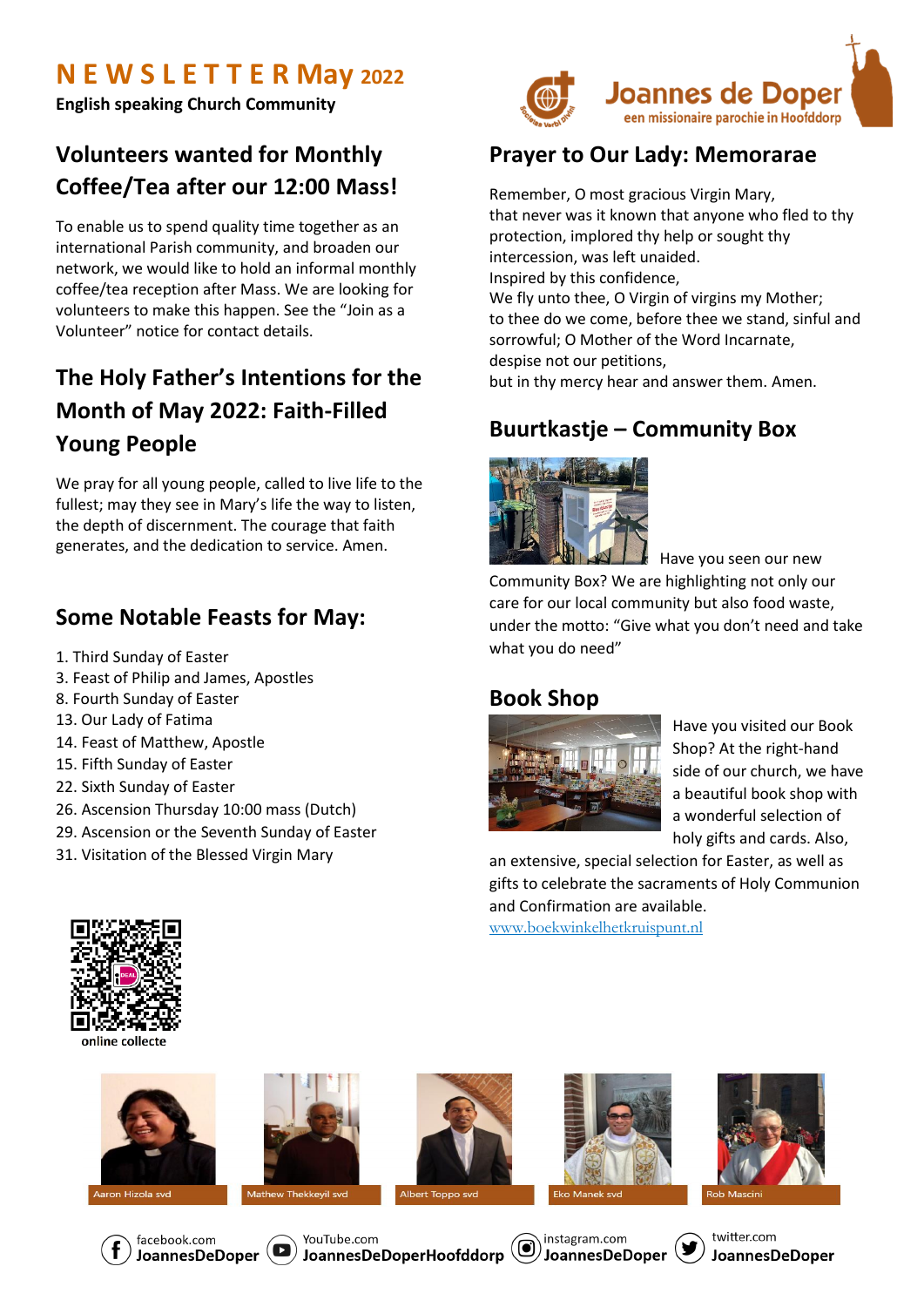# NEWSLETTER May 2022

**English speaking Church Community**

Joannes de Doper
een missionaire parochie in Hoofddorp

## Volunteers wanted for Monthly Coffee/Tea after our 12:00 Mass!

To enable us to spend quality time together as an international Parish community, and broaden our network, we would like to hold an informal monthly coffee/tea reception after Mass. We are looking for volunteers to make this happen. See the “Join as a Volunteer” notice for contact details.

## The Holy Father’s Intentions for the Month of May 2022: Faith-Filled Young People

We pray for all young people, called to live life to the fullest; may they see in Mary’s life the way to listen, the depth of discernment. The courage that faith generates, and the dedication to service. Amen.

## Some Notable Feasts for May:

1. Third Sunday of Easter
3. Feast of Philip and James, Apostles
8. Fourth Sunday of Easter
13. Our Lady of Fatima
14. Feast of Matthew, Apostle
15. Fifth Sunday of Easter
22. Sixth Sunday of Easter
26. Ascension Thursday 10:00 mass (Dutch)
29. Ascension or the Seventh Sunday of Easter
31. Visitation of the Blessed Virgin Mary

online collecte

## Prayer to Our Lady: Memorarae

Remember, O most gracious Virgin Mary,
that never was it known that anyone who fled to thy protection, implored thy help or sought thy intercession, was left unaided.
Inspired by this confidence,
We fly unto thee, O Virgin of virgins my Mother;
to thee do we come, before thee we stand, sinful and sorrowful; O Mother of the Word Incarnate,
despise not our petitions,
but in thy mercy hear and answer them. Amen.

## Buurtkastje – Community Box

Have you seen our new Community Box? We are highlighting not only our care for our local community but also food waste, under the motto: “Give what you don’t need and take what you do need”

## Book Shop

Have you visited our Book Shop? At the right-hand side of our church, we have a beautiful book shop with a wonderful selection of holy gifts and cards. Also, an extensive, special selection for Easter, as well as gifts to celebrate the sacraments of Holy Communion and Confirmation are available.
www.boekwinkelhetkruispunt.nl

Aaron Hizola svd | Mathew Thekkeyil svd | Albert Toppo svd | Eko Manek svd | Rob Mascini

facebook.com JoannesDeDoper | YouTube.com JoannesDeDoperHoofddorp | instagram.com JoannesDeDoper | twitter.com JoannesDeDoper